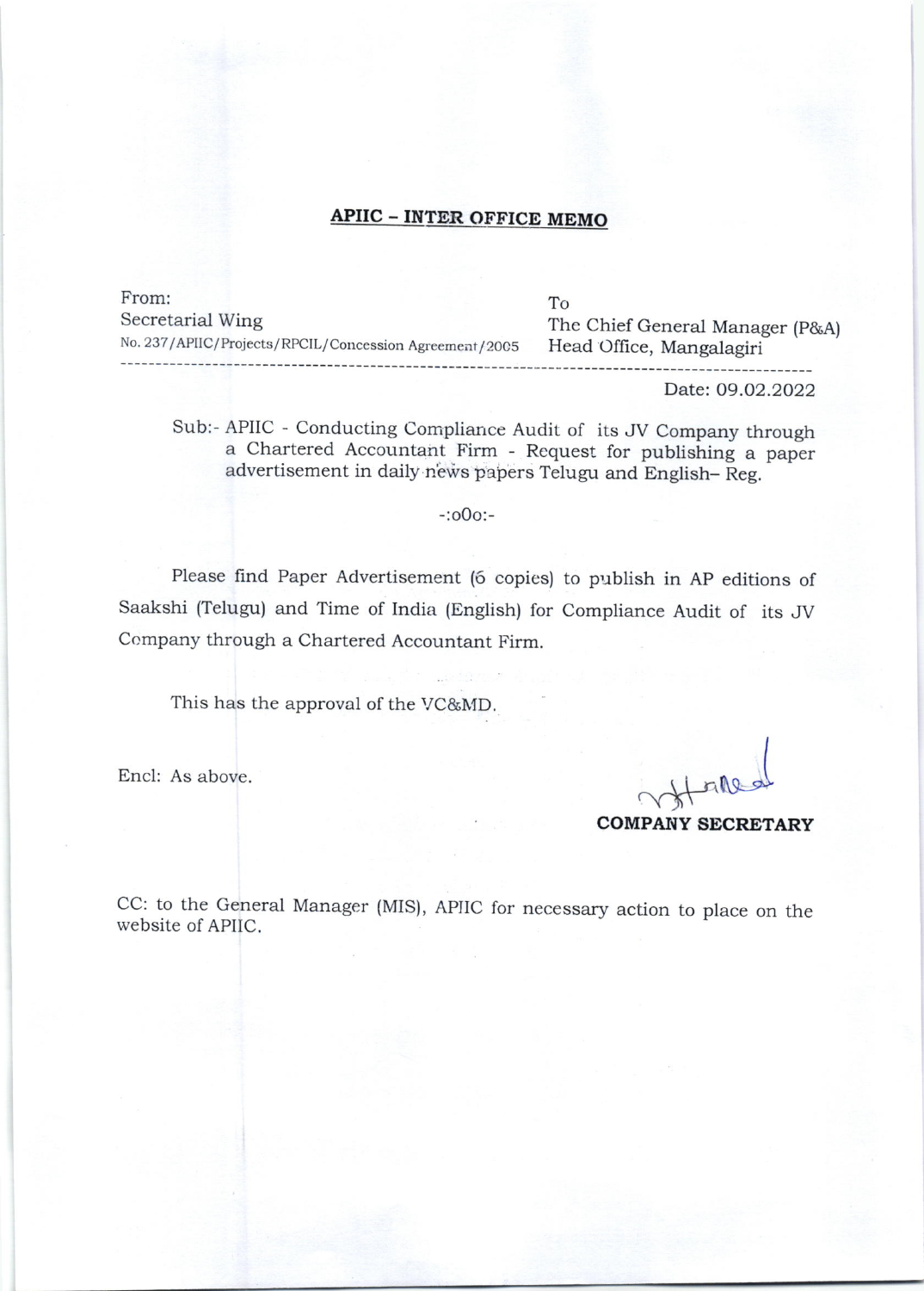## APIIC – INTER OFFICE MEMO

| From: | To |
|---|---|
| Secretarial Wing | The Chief General Manager (P&A) |
| No. 237/APIIC/Projects/RPCIL/Concession Agreement/2005 | Head Office, Mangalagiri |

Date: 09.02.2022

Sub:- APIIC - Conducting Compliance Audit of its JV Company through a Chartered Accountant Firm - Request for publishing a paper advertisement in daily news papers Telugu and English– Reg.

-:oOo:-

Please find Paper Advertisement (6 copies) to publish in AP editions of Saakshi (Telugu) and Time of India (English) for Compliance Audit of its JV Company through a Chartered Accountant Firm.

This has the approval of the VC&MD.

Encl: As above.

**COMPANY SECRETARY**

CC: to the General Manager (MIS), APIIC for necessary action to place on the website of APIIC.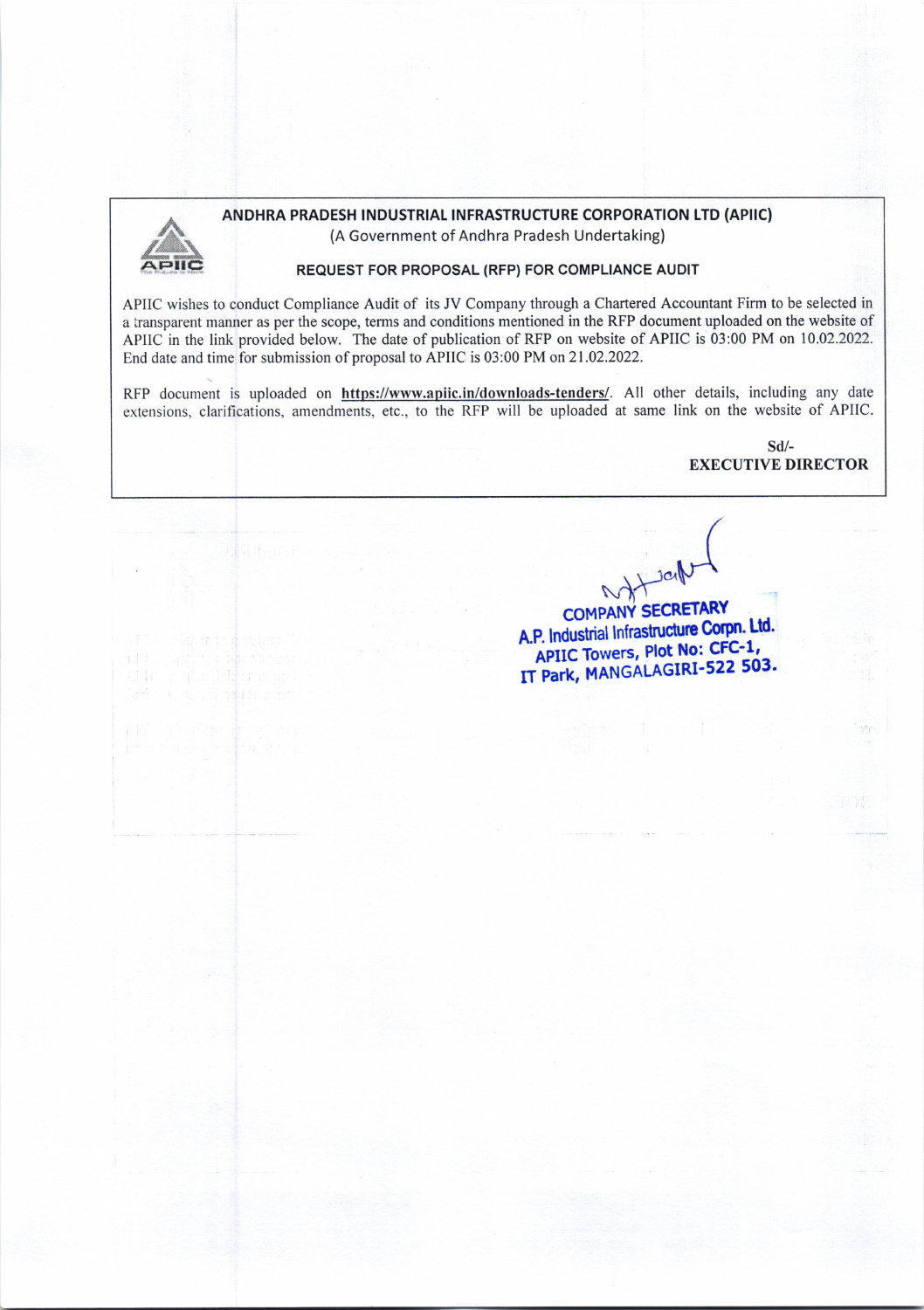# ANDHRA PRADESH INDUSTRIAL INFRASTRUCTURE CORPORATION LTD (APIIC)

(A Government of Andhra Pradesh Undertaking)

## REQUEST FOR PROPOSAL (RFP) FOR COMPLIANCE AUDIT

APIIC wishes to conduct Compliance Audit of its JV Company through a Chartered Accountant Firm to be selected in a transparent manner as per the scope, terms and conditions mentioned in the RFP document uploaded on the website of APIIC in the link provided below. The date of publication of RFP on website of APIIC is 03:00 PM on 10.02.2022. End date and time for submission of proposal to APIIC is 03:00 PM on 21.02.2022.

RFP document is uploaded on **https://www.apiic.in/downloads-tenders/**. All other details, including any date extensions, clarifications, amendments, etc., to the RFP will be uploaded at same link on the website of APIIC.

**Sd/-**
**EXECUTIVE DIRECTOR**

COMPANY SECRETARY
A.P. Industrial Infrastructure Corpn. Ltd.
APIIC Towers, Plot No: CFC-1,
IT Park, MANGALAGIRI-522 503.